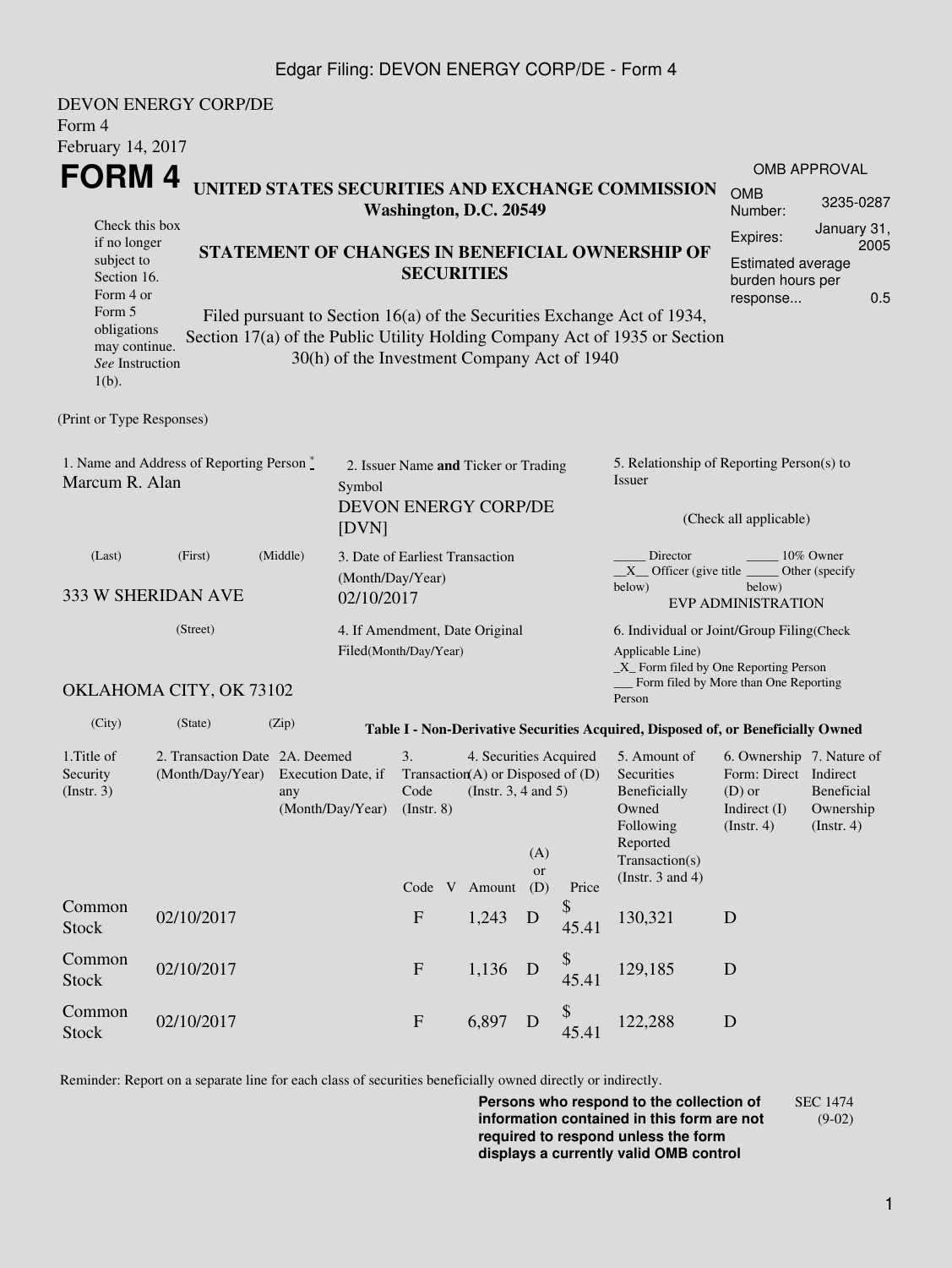DEVON ENERGY CORP/DE
Form 4
February 14, 2017

# FORM 4

**UNITED STATES SECURITIES AND EXCHANGE COMMISSION**
**Washington, D.C. 20549**

Check this box if no longer subject to Section 16. Form 4 or Form 5 obligations may continue. *See* Instruction 1(b).

**STATEMENT OF CHANGES IN BENEFICIAL OWNERSHIP OF SECURITIES**

Filed pursuant to Section 16(a) of the Securities Exchange Act of 1934, Section 17(a) of the Public Utility Holding Company Act of 1935 or Section 30(h) of the Investment Company Act of 1940

| OMB APPROVAL | |
|---|---|
| OMB Number: | 3235-0287 |
| Expires: | January 31, 2005 |
| Estimated average burden hours per response... | 0.5 |

(Print or Type Responses)

1. Name and Address of Reporting Person *
Marcum R. Alan
(Last) (First) (Middle)
333 W SHERIDAN AVE
(Street)
OKLAHOMA CITY, OK 73102
(City) (State) (Zip)

2. Issuer Name **and** Ticker or Trading Symbol
DEVON ENERGY CORP/DE [DVN]

3. Date of Earliest Transaction (Month/Day/Year)
02/10/2017

4. If Amendment, Date Original Filed(Month/Day/Year)

5. Relationship of Reporting Person(s) to Issuer
(Check all applicable)
_____ Director _____ 10% Owner
__X__ Officer (give title below) _____ Other (specify below)
EVP ADMINISTRATION

6. Individual or Joint/Group Filing(Check Applicable Line)
_X_ Form filed by One Reporting Person
___ Form filed by More than One Reporting Person

**Table I - Non-Derivative Securities Acquired, Disposed of, or Beneficially Owned**

| 1.Title of Security (Instr. 3) | 2. Transaction Date (Month/Day/Year) | 2A. Deemed Execution Date, if any (Month/Day/Year) | 3. Transaction Code (Instr. 8) | | 4. Securities Acquired (A) or Disposed of (D) (Instr. 3, 4 and 5) | | | 5. Amount of Securities Beneficially Owned Following Reported Transaction(s) (Instr. 3 and 4) | 6. Ownership Form: Direct (D) or Indirect (I) (Instr. 4) | 7. Nature of Indirect Beneficial Ownership (Instr. 4) |
|---|---|---|---|---|---|---|---|---|---|---|
| | | | Code | V | Amount | (A) or (D) | Price | | | |
| Common Stock | 02/10/2017 | | F | | 1,243 | D | $ 45.41 | 130,321 | D | |
| Common Stock | 02/10/2017 | | F | | 1,136 | D | $ 45.41 | 129,185 | D | |
| Common Stock | 02/10/2017 | | F | | 6,897 | D | $ 45.41 | 122,288 | D | |

Reminder: Report on a separate line for each class of securities beneficially owned directly or indirectly.

**Persons who respond to the collection of information contained in this form are not required to respond unless the form displays a currently valid OMB control**

SEC 1474 (9-02)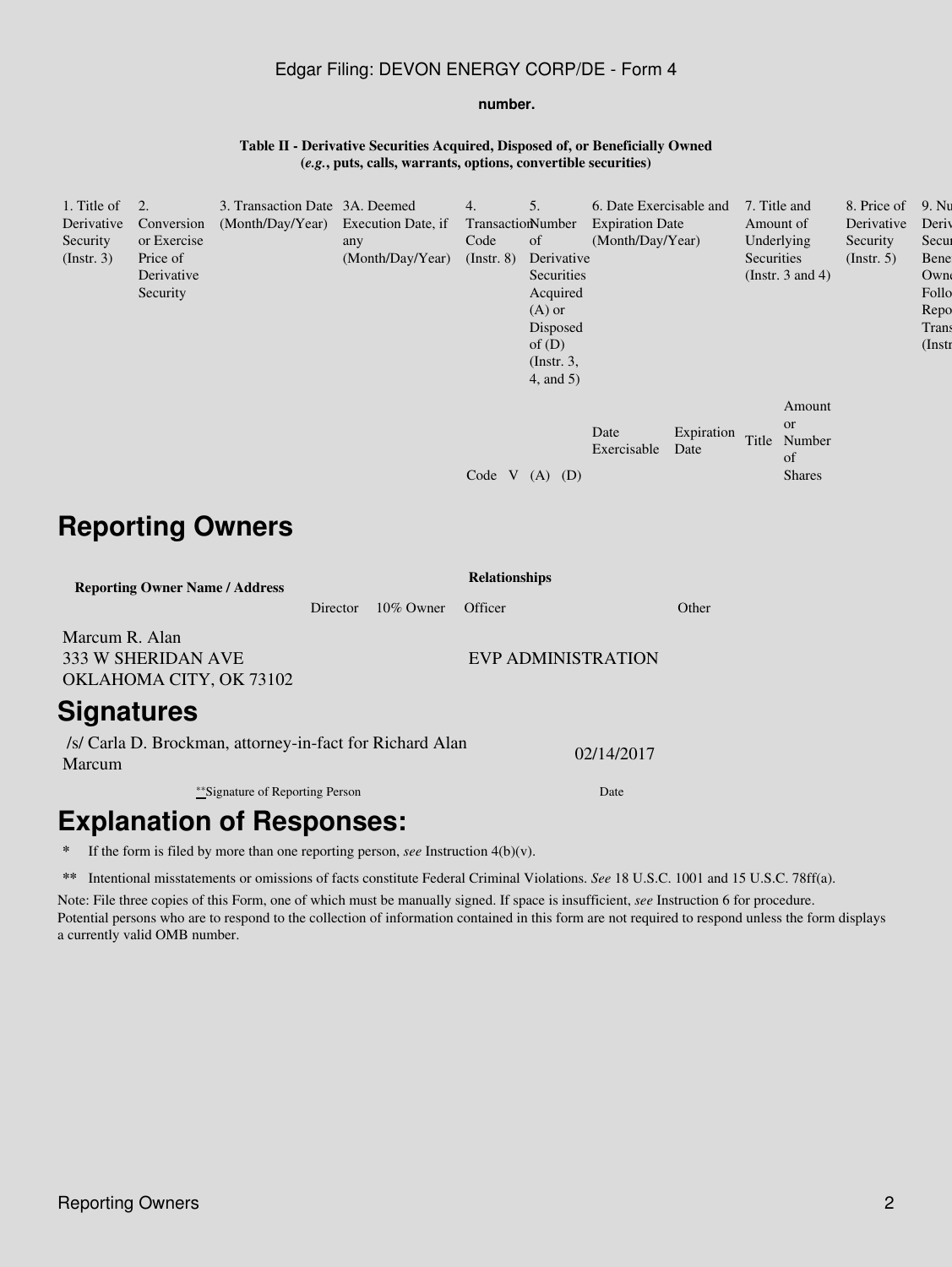**number.**

**Table II - Derivative Securities Acquired, Disposed of, or Beneficially Owned**
**(*e.g.*, puts, calls, warrants, options, convertible securities)**

| 1. Title of Derivative Security (Instr. 3) | 2. Conversion or Exercise Price of Derivative Security | 3. Transaction Date (Month/Day/Year) | 3A. Deemed Execution Date, if any (Month/Day/Year) | 4. Transaction Code (Instr. 8) | | 5. Number of Derivative Securities Acquired (A) or Disposed of (D) (Instr. 3, 4, and 5) | | 6. Date Exercisable and Expiration Date (Month/Day/Year) | | 7. Title and Amount of Underlying Securities (Instr. 3 and 4) | | 8. Price of Derivative Security (Instr. 5) | 9. Nu Deriv Secur Bene Owne Follo Repo Trans (Instr |
|---|---|---|---|---|---|---|---|---|---|---|---|---|---|
| | | | | Code | V | (A) | (D) | Date Exercisable | Expiration Date | Title | Amount or Number of Shares | | |

## Reporting Owners

| Reporting Owner Name / Address | Relationships | | | |
|---|---|---|---|---|
| | Director | 10% Owner | Officer | Other |
| Marcum R. Alan<br>333 W SHERIDAN AVE<br>OKLAHOMA CITY, OK 73102 | | | EVP ADMINISTRATION | |

## Signatures

| /s/ Carla D. Brockman, attorney-in-fact for Richard Alan Marcum | 02/14/2017 |
|---|---|
| **Signature of Reporting Person | Date |

## Explanation of Responses:

\* If the form is filed by more than one reporting person, *see* Instruction 4(b)(v).

\*\* Intentional misstatements or omissions of facts constitute Federal Criminal Violations. *See* 18 U.S.C. 1001 and 15 U.S.C. 78ff(a).

Note: File three copies of this Form, one of which must be manually signed. If space is insufficient, *see* Instruction 6 for procedure.
Potential persons who are to respond to the collection of information contained in this form are not required to respond unless the form displays a currently valid OMB number.